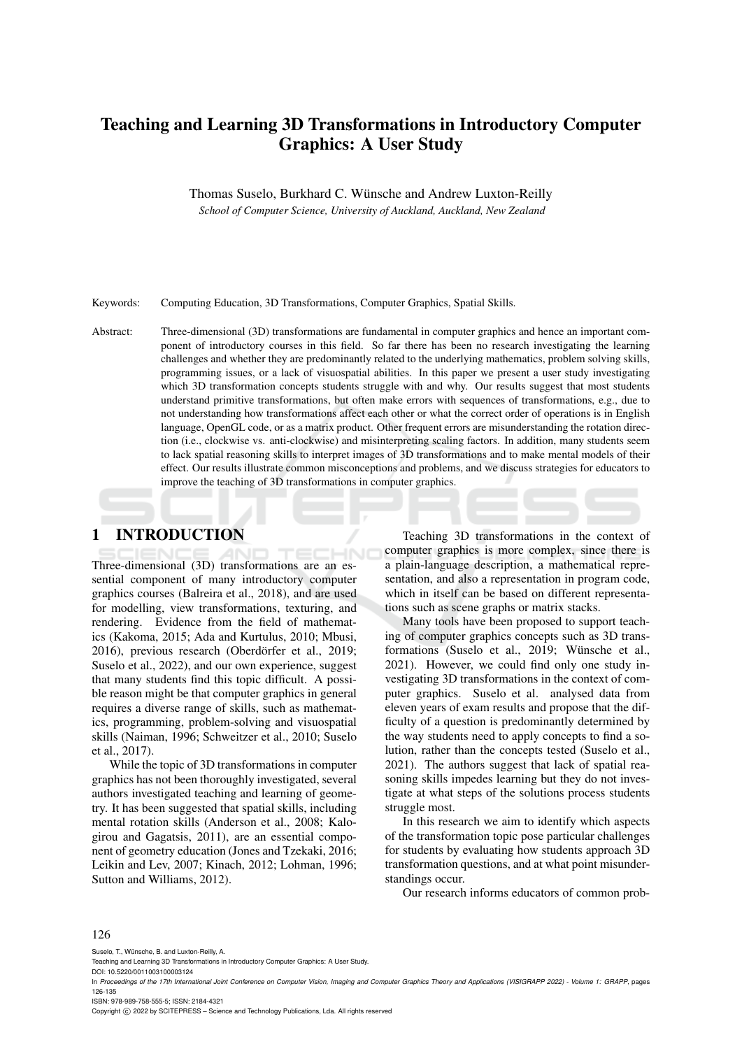# Teaching and Learning 3D Transformations in Introductory Computer Graphics: A User Study

Thomas Suselo, Burkhard C. Wünsche and Andrew Luxton-Reilly

*School of Computer Science, University of Auckland, Auckland, New Zealand*

Keywords: Computing Education, 3D Transformations, Computer Graphics, Spatial Skills.

Abstract: Three-dimensional (3D) transformations are fundamental in computer graphics and hence an important component of introductory courses in this field. So far there has been no research investigating the learning challenges and whether they are predominantly related to the underlying mathematics, problem solving skills, programming issues, or a lack of visuospatial abilities. In this paper we present a user study investigating which 3D transformation concepts students struggle with and why. Our results suggest that most students understand primitive transformations, but often make errors with sequences of transformations, e.g., due to not understanding how transformations affect each other or what the correct order of operations is in English language, OpenGL code, or as a matrix product. Other frequent errors are misunderstanding the rotation direction (i.e., clockwise vs. anti-clockwise) and misinterpreting scaling factors. In addition, many students seem to lack spatial reasoning skills to interpret images of 3D transformations and to make mental models of their effect. Our results illustrate common misconceptions and problems, and we discuss strategies for educators to improve the teaching of 3D transformations in computer graphics.

## 1 INTRODUCTION

Three-dimensional (3D) transformations are an essential component of many introductory computer graphics courses (Balreira et al., 2018), and are used for modelling, view transformations, texturing, and rendering. Evidence from the field of mathematics (Kakoma, 2015; Ada and Kurtulus, 2010; Mbusi, 2016), previous research (Oberdörfer et al., 2019; Suselo et al., 2022), and our own experience, suggest that many students find this topic difficult. A possible reason might be that computer graphics in general requires a diverse range of skills, such as mathematics, programming, problem-solving and visuospatial skills (Naiman, 1996; Schweitzer et al., 2010; Suselo et al., 2017).

While the topic of 3D transformations in computer graphics has not been thoroughly investigated, several authors investigated teaching and learning of geometry. It has been suggested that spatial skills, including mental rotation skills (Anderson et al., 2008; Kalogirou and Gagatsis, 2011), are an essential component of geometry education (Jones and Tzekaki, 2016; Leikin and Lev, 2007; Kinach, 2012; Lohman, 1996; Sutton and Williams, 2012).

Teaching 3D transformations in the context of computer graphics is more complex, since there is a plain-language description, a mathematical representation, and also a representation in program code, which in itself can be based on different representations such as scene graphs or matrix stacks.

Many tools have been proposed to support teaching of computer graphics concepts such as 3D transformations (Suselo et al., 2019; Wünsche et al., 2021). However, we could find only one study investigating 3D transformations in the context of computer graphics. Suselo et al. analysed data from eleven years of exam results and propose that the difficulty of a question is predominantly determined by the way students need to apply concepts to find a solution, rather than the concepts tested (Suselo et al., 2021). The authors suggest that lack of spatial reasoning skills impedes learning but they do not investigate at what steps of the solutions process students struggle most.

In this research we aim to identify which aspects of the transformation topic pose particular challenges for students by evaluating how students approach 3D transformation questions, and at what point misunderstandings occur.

Our research informs educators of common prob-

Suselo, T., Wünsche, B. and Luxton-Reilly, A.
Teaching and Learning 3D Transformations in Introductory Computer Graphics: A User Study.
DOI: 10.5220/0011003100003124
In *Proceedings of the 17th International Joint Conference on Computer Vision, Imaging and Computer Graphics Theory and Applications (VISIGRAPP 2022) - Volume 1: GRAPP*, pages 126-135
ISBN: 978-989-758-555-5; ISSN: 2184-4321
Copyright © 2022 by SCITEPRESS – Science and Technology Publications, Lda. All rights reserved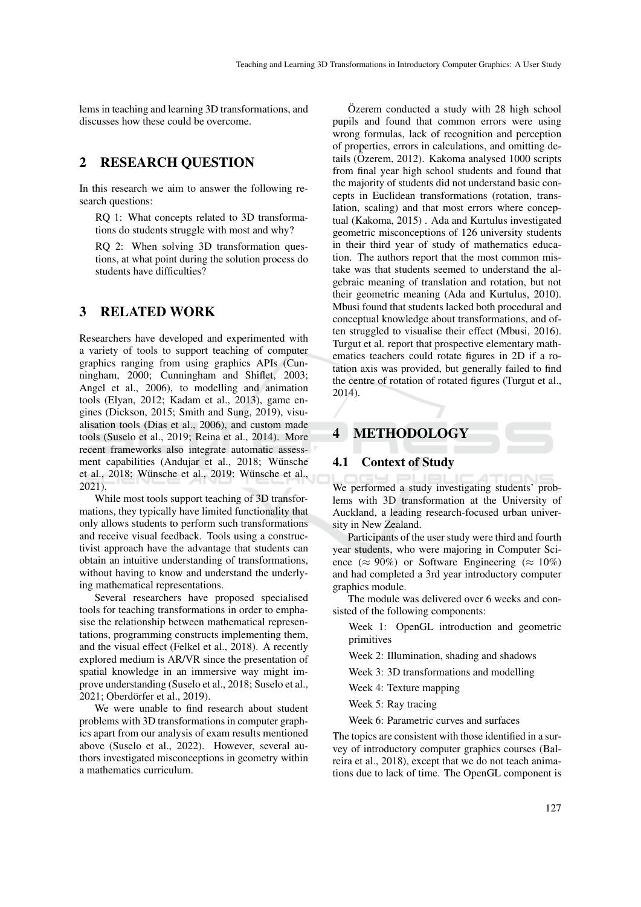lems in teaching and learning 3D transformations, and discusses how these could be overcome.

## 2 RESEARCH QUESTION

In this research we aim to answer the following research questions:

RQ 1: What concepts related to 3D transformations do students struggle with most and why?

RQ 2: When solving 3D transformation questions, at what point during the solution process do students have difficulties?

## 3 RELATED WORK

Researchers have developed and experimented with a variety of tools to support teaching of computer graphics ranging from using graphics APIs (Cunningham, 2000; Cunningham and Shiflet, 2003; Angel et al., 2006), to modelling and animation tools (Elyan, 2012; Kadam et al., 2013), game engines (Dickson, 2015; Smith and Sung, 2019), visualisation tools (Dias et al., 2006), and custom made tools (Suselo et al., 2019; Reina et al., 2014). More recent frameworks also integrate automatic assessment capabilities (Andujar et al., 2018; Wünsche et al., 2018; Wünsche et al., 2019; Wünsche et al., 2021).

While most tools support teaching of 3D transformations, they typically have limited functionality that only allows students to perform such transformations and receive visual feedback. Tools using a constructivist approach have the advantage that students can obtain an intuitive understanding of transformations, without having to know and understand the underlying mathematical representations.

Several researchers have proposed specialised tools for teaching transformations in order to emphasise the relationship between mathematical representations, programming constructs implementing them, and the visual effect (Felkel et al., 2018). A recently explored medium is AR/VR since the presentation of spatial knowledge in an immersive way might improve understanding (Suselo et al., 2018; Suselo et al., 2021; Oberdörfer et al., 2019).

We were unable to find research about student problems with 3D transformations in computer graphics apart from our analysis of exam results mentioned above (Suselo et al., 2022). However, several authors investigated misconceptions in geometry within a mathematics curriculum.

Özerem conducted a study with 28 high school pupils and found that common errors were using wrong formulas, lack of recognition and perception of properties, errors in calculations, and omitting details (Özerem, 2012). Kakoma analysed 1000 scripts from final year high school students and found that the majority of students did not understand basic concepts in Euclidean transformations (rotation, translation, scaling) and that most errors where conceptual (Kakoma, 2015) . Ada and Kurtulus investigated geometric misconceptions of 126 university students in their third year of study of mathematics education. The authors report that the most common mistake was that students seemed to understand the algebraic meaning of translation and rotation, but not their geometric meaning (Ada and Kurtulus, 2010). Mbusi found that students lacked both procedural and conceptual knowledge about transformations, and often struggled to visualise their effect (Mbusi, 2016). Turgut et al. report that prospective elementary mathematics teachers could rotate figures in 2D if a rotation axis was provided, but generally failed to find the centre of rotation of rotated figures (Turgut et al., 2014).

## 4 METHODOLOGY

### 4.1 Context of Study

We performed a study investigating students' problems with 3D transformation at the University of Auckland, a leading research-focused urban university in New Zealand.

Participants of the user study were third and fourth year students, who were majoring in Computer Science ($\approx$ 90%) or Software Engineering ($\approx$ 10%) and had completed a 3rd year introductory graphics module.

The module was delivered over 6 weeks and consisted of the following components:

Week 1: OpenGL introduction and geometric primitives

Week 2: Illumination, shading and shadows

Week 3: 3D transformations and modelling

Week 4: Texture mapping

Week 5: Ray tracing

Week 6: Parametric curves and surfaces

The topics are consistent with those identified in a survey of introductory computer graphics courses (Balreira et al., 2018), except that we do not teach animations due to lack of time. The OpenGL component is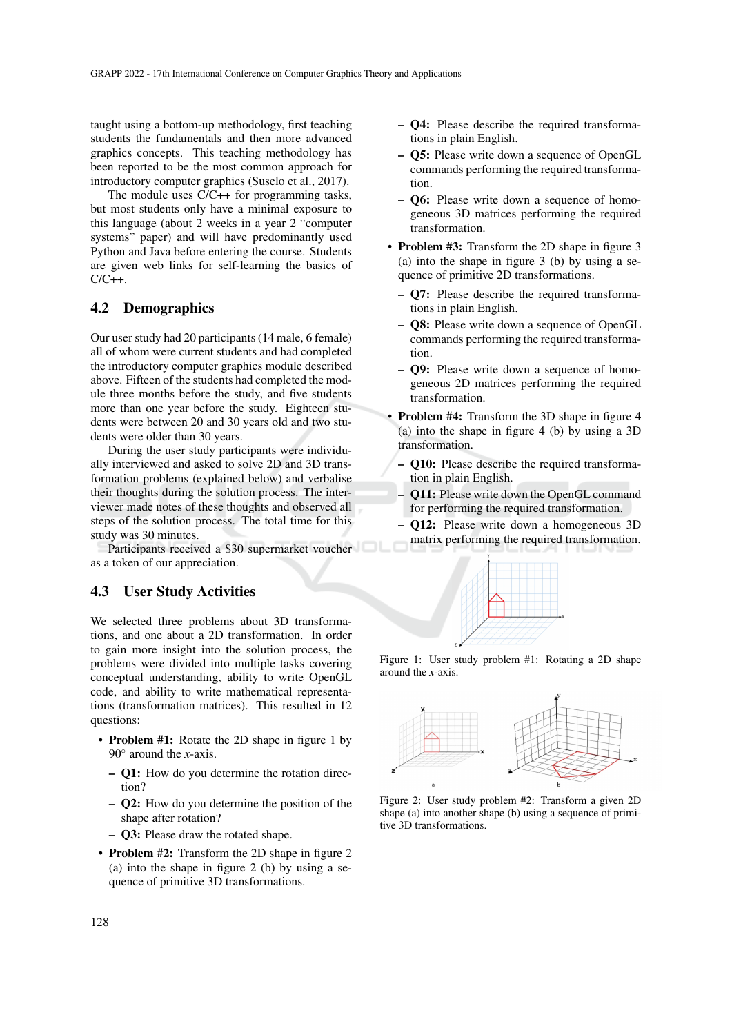taught using a bottom-up methodology, first teaching students the fundamentals and then more advanced graphics concepts. This teaching methodology has been reported to be the most common approach for introductory computer graphics (Suselo et al., 2017).

The module uses C/C++ for programming tasks, but most students only have a minimal exposure to this language (about 2 weeks in a year 2 "computer systems" paper) and will have predominantly used Python and Java before entering the course. Students are given web links for self-learning the basics of C/C++.

## 4.2 Demographics

Our user study had 20 participants (14 male, 6 female) all of whom were current students and had completed the introductory computer graphics module described above. Fifteen of the students had completed the module three months before the study, and five students more than one year before the study. Eighteen students were between 20 and 30 years old and two students were older than 30 years.

During the user study participants were individually interviewed and asked to solve 2D and 3D transformation problems (explained below) and verbalise their thoughts during the solution process. The interviewer made notes of these thoughts and observed all steps of the solution process. The total time for this study was 30 minutes.

Participants received a $30 supermarket voucher as a token of our appreciation.

## 4.3 User Study Activities

We selected three problems about 3D transformations, and one about a 2D transformation. In order to gain more insight into the solution process, the problems were divided into multiple tasks covering conceptual understanding, ability to write OpenGL code, and ability to write mathematical representations (transformation matrices). This resulted in 12 questions:

- **Problem #1:** Rotate the 2D shape in figure 1 by 90° around the $x$-axis.
  - **Q1:** How do you determine the rotation direction?
  - **Q2:** How do you determine the position of the shape after rotation?
  - **Q3:** Please draw the rotated shape.
- **Problem #2:** Transform the 2D shape in figure 2 (a) into the shape in figure 2 (b) by using a sequence of primitive 3D transformations.
  - **Q4:** Please describe the required transformations in plain English.
  - **Q5:** Please write down a sequence of OpenGL commands performing the required transformation.
  - **Q6:** Please write down a sequence of homogeneous 3D matrices performing the required transformation.
- **Problem #3:** Transform the 2D shape in figure 3 (a) into the shape in figure 3 (b) by using a sequence of primitive 2D transformations.
  - **Q7:** Please describe the required transformations in plain English.
  - **Q8:** Please write down a sequence of OpenGL commands performing the required transformation.
  - **Q9:** Please write down a sequence of homogeneous 2D matrices performing the required transformation.
- **Problem #4:** Transform the 3D shape in figure 4 (a) into the shape in figure 4 (b) by using a 3D transformation.
  - **Q10:** Please describe the required transformation in plain English.
  - **Q11:** Please write down the OpenGL command for performing the required transformation.
  - **Q12:** Please write down a homogeneous 3D matrix performing the required transformation.

Figure 1: User study problem #1: Rotating a 2D shape around the $x$-axis.

Figure 2: User study problem #2: Transform a given 2D shape (a) into another shape (b) using a sequence of primitive 3D transformations.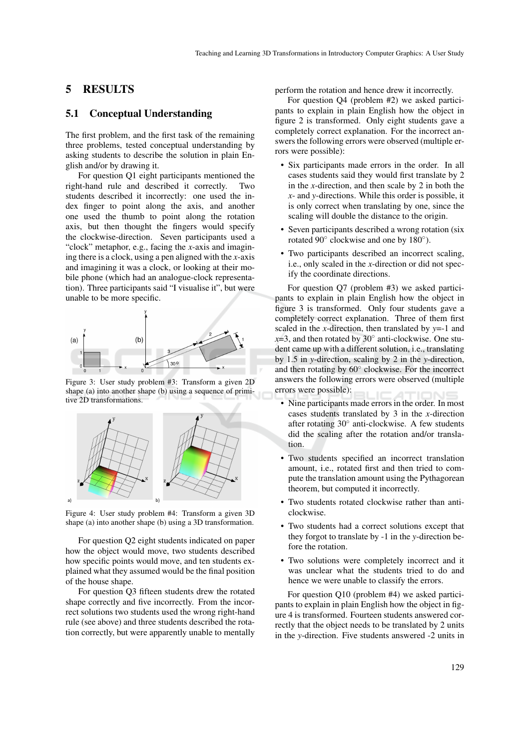## 5 RESULTS

### 5.1 Conceptual Understanding

The first problem, and the first task of the remaining three problems, tested conceptual understanding by asking students to describe the solution in plain English and/or by drawing it.

For question Q1 eight participants mentioned the right-hand rule and described it correctly. Two students described it incorrectly: one used the index finger to point along the axis, and another one used the thumb to point along the rotation axis, but then thought the fingers would specify the clockwise-direction. Seven participants used a "clock" metaphor, e.g., facing the *x*-axis and imagining there is a clock, using a pen aligned with the *x*-axis and imagining it was a clock, or looking at their mobile phone (which had an analogue-clock representation). Three participants said "I visualise it", but were unable to be more specific.

Figure 3: User study problem #3: Transform a given 2D shape (a) into another shape (b) using a sequence of primitive 2D transformations.

Figure 4: User study problem #4: Transform a given 3D shape (a) into another shape (b) using a 3D transformation.

For question Q2 eight students indicated on paper how the object would move, two students described how specific points would move, and ten students explained what they assumed would be the final position of the house shape.

For question Q3 fifteen students drew the rotated shape correctly and five incorrectly. From the incorrect solutions two students used the wrong right-hand rule (see above) and three students described the rotation correctly, but were apparently unable to mentally perform the rotation and hence drew it incorrectly.

For question Q4 (problem #2) we asked participants to explain in plain English how the object in figure 2 is transformed. Only eight students gave a completely correct explanation. For the incorrect answers the following errors were observed (multiple errors were possible):

- Six participants made errors in the order. In all cases students said they would first translate by 2 in the *x*-direction, and then scale by 2 in both the *x*- and *y*-directions. While this order is possible, it is only correct when translating by one, since the scaling will double the distance to the origin.
- Seven participants described a wrong rotation (six rotated 90° clockwise and one by 180°).
- Two participants described an incorrect scaling, i.e., only scaled in the *x*-direction or did not specify the coordinate directions.

For question Q7 (problem #3) we asked participants to explain in plain English how the object in figure 3 is transformed. Only four students gave a completely correct explanation. Three of them first scaled in the *x*-direction, then translated by *y*=-1 and *x*=3, and then rotated by 30° anti-clockwise. One student came up with a different solution, i.e., translating by 1.5 in *y*-direction, scaling by 2 in the *y*-direction, and then rotating by 60° clockwise. For the incorrect answers the following errors were observed (multiple errors were possible):

- Nine participants made errors in the order. In most cases students translated by 3 in the *x*-direction after rotating 30° anti-clockwise. A few students did the scaling after the rotation and/or translation.
- Two students specified an incorrect translation amount, i.e., rotated first and then tried to compute the translation amount using the Pythagorean theorem, but computed it incorrectly.
- Two students rotated clockwise rather than anti-clockwise.
- Two students had a correct solutions except that they forgot to translate by -1 in the *y*-direction before the rotation.
- Two solutions were completely incorrect and it was unclear what the students tried to do and hence we were unable to classify the errors.

For question Q10 (problem #4) we asked participants to explain in plain English how the object in figure 4 is transformed. Fourteen students answered correctly that the object needs to be translated by 2 units in the *y*-direction. Five students answered -2 units in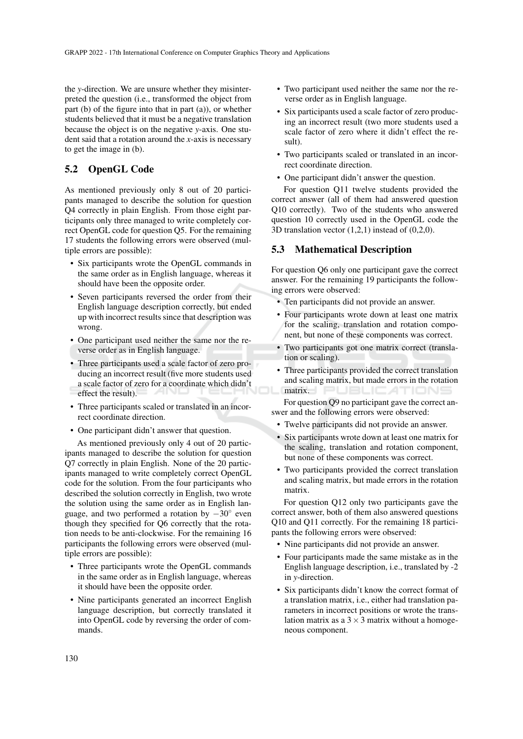the $y$-direction. We are unsure whether they misinterpreted the question (i.e., transformed the object from part (b) of the figure into that in part (a)), or whether students believed that it must be a negative translation because the object is on the negative $y$-axis. One student said that a rotation around the $x$-axis is necessary to get the image in (b).

## 5.2 OpenGL Code

As mentioned previously only 8 out of 20 participants managed to describe the solution for question Q4 correctly in plain English. From those eight participants only three managed to write completely correct OpenGL code for question Q5. For the remaining 17 students the following errors were observed (multiple errors are possible):

- Six participants wrote the OpenGL commands in the same order as in English language, whereas it should have been the opposite order.
- Seven participants reversed the order from their English language description correctly, but ended up with incorrect results since that description was wrong.
- One participant used neither the same nor the reverse order as in English language.
- Three participants used a scale factor of zero producing an incorrect result (five more students used a scale factor of zero for a coordinate which didn't effect the result).
- Three participants scaled or translated in an incorrect coordinate direction.
- One participant didn't answer that question.

As mentioned previously only 4 out of 20 participants managed to describe the solution for question Q7 correctly in plain English. None of the 20 participants managed to write completely correct OpenGL code for the solution. From the four participants who described the solution correctly in English, two wrote the solution using the same order as in English language, and two performed a rotation by $-30^{\circ}$ even though they specified for Q6 correctly that the rotation needs to be anti-clockwise. For the remaining 16 participants the following errors were observed (multiple errors are possible):

- Three participants wrote the OpenGL commands in the same order as in English language, whereas it should have been the opposite order.
- Nine participants generated an incorrect English language description, but correctly translated it into OpenGL code by reversing the order of commands.
- Two participant used neither the same nor the reverse order as in English language.
- Six participants used a scale factor of zero producing an incorrect result (two more students used a scale factor of zero where it didn't effect the result).
- Two participants scaled or translated in an incorrect coordinate direction.
- One participant didn't answer the question.

For question Q11 twelve students provided the correct answer (all of them had answered question Q10 correctly). Two of the students who answered question 10 correctly used in the OpenGL code the 3D translation vector (1,2,1) instead of (0,2,0).

## 5.3 Mathematical Description

For question Q6 only one participant gave the correct answer. For the remaining 19 participants the following errors were observed:

- Ten participants did not provide an answer.
- Four participants wrote down at least one matrix for the scaling, translation and rotation component, but none of these components was correct.
- Two participants got one matrix correct (translation or scaling).
- Three participants provided the correct translation and scaling matrix, but made errors in the rotation matrix.

For question Q9 no participant gave the correct answer and the following errors were observed:

- Twelve participants did not provide an answer.
- Six participants wrote down at least one matrix for the scaling, translation and rotation component, but none of these components was correct.
- Two participants provided the correct translation and scaling matrix, but made errors in the rotation matrix.

For question Q12 only two participants gave the correct answer, both of them also answered questions Q10 and Q11 correctly. For the remaining 18 participants the following errors were observed:

- Nine participants did not provide an answer.
- Four participants made the same mistake as in the English language description, i.e., translated by -2 in $y$-direction.
- Six participants didn't know the correct format of a translation matrix, i.e., either had translation parameters in incorrect positions or wrote the translation matrix as a $3 \times 3$ matrix without a homogeneous component.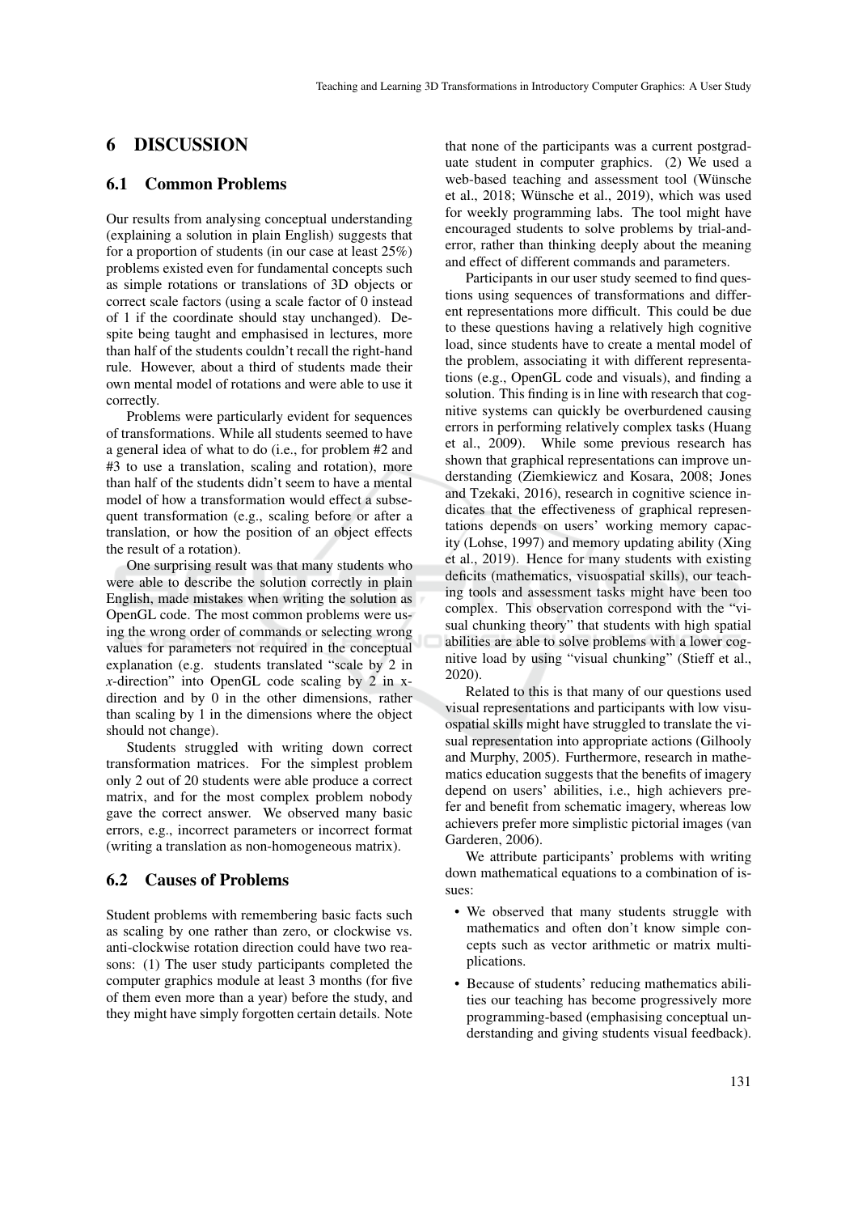# 6 DISCUSSION

## 6.1 Common Problems

Our results from analysing conceptual understanding (explaining a solution in plain English) suggests that for a proportion of students (in our case at least 25%) problems existed even for fundamental concepts such as simple rotations or translations of 3D objects or correct scale factors (using a scale factor of 0 instead of 1 if the coordinate should stay unchanged). Despite being taught and emphasised in lectures, more than half of the students couldn't recall the right-hand rule. However, about a third of students made their own mental model of rotations and were able to use it correctly.

Problems were particularly evident for sequences of transformations. While all students seemed to have a general idea of what to do (i.e., for problem #2 and #3 to use a translation, scaling and rotation), more than half of the students didn't seem to have a mental model of how a transformation would effect a subsequent transformation (e.g., scaling before or after a translation, or how the position of an object effects the result of a rotation).

One surprising result was that many students who were able to describe the solution correctly in plain English, made mistakes when writing the solution as OpenGL code. The most common problems were using the wrong order of commands or selecting wrong values for parameters not required in the conceptual explanation (e.g. students translated "scale by 2 in *x*-direction" into OpenGL code scaling by 2 in x-direction and by 0 in the other dimensions, rather than scaling by 1 in the dimensions where the object should not change).

Students struggled with writing down correct transformation matrices. For the simplest problem only 2 out of 20 students were able produce a correct matrix, and for the most complex problem nobody gave the correct answer. We observed many basic errors, e.g., incorrect parameters or incorrect format (writing a translation as non-homogeneous matrix).

## 6.2 Causes of Problems

Student problems with remembering basic facts such as scaling by one rather than zero, or clockwise vs. anti-clockwise rotation direction could have two reasons: (1) The user study participants completed the computer graphics module at least 3 months (for five of them even more than a year) before the study, and they might have simply forgotten certain details. Note that none of the participants was a current postgraduate student in computer graphics. (2) We used a web-based teaching and assessment tool (Wünsche et al., 2018; Wünsche et al., 2019), which was used for weekly programming labs. The tool might have encouraged students to solve problems by trial-and-error, rather than thinking deeply about the meaning and effect of different commands and parameters.

Participants in our user study seemed to find questions using sequences of transformations and different representations more difficult. This could be due to these questions having a relatively high cognitive load, since students have to create a mental model of the problem, associating it with different representations (e.g., OpenGL code and visuals), and finding a solution. This finding is in line with research that cognitive systems can quickly be overburdened causing errors in performing relatively complex tasks (Huang et al., 2009). While some previous research has shown that graphical representations can improve understanding (Ziemkiewicz and Kosara, 2008; Jones and Tzekaki, 2016), research in cognitive science indicates that the effectiveness of graphical representations depends on users' working memory capacity (Lohse, 1997) and memory updating ability (Xing et al., 2019). Hence for many students with existing deficits (mathematics, visuospatial skills), our teaching tools and assessment tasks might have been too complex. This observation correspond with the "visual chunking theory" that students with high spatial abilities are able to solve problems with a lower cognitive load by using "visual chunking" (Stieff et al., 2020).

Related to this is that many of our questions used visual representations and participants with low visuospatial skills might have struggled to translate the visual representation into appropriate actions (Gilhooly and Murphy, 2005). Furthermore, research in mathematics education suggests that the benefits of imagery depend on users' abilities, i.e., high achievers prefer and benefit from schematic imagery, whereas low achievers prefer more simplistic pictorial images (van Garderen, 2006).

We attribute participants' problems with writing down mathematical equations to a combination of issues:

- We observed that many students struggle with mathematics and often don't know simple concepts such as vector arithmetic or matrix multiplications.
- Because of students' reducing mathematics abilities our teaching has become progressively more programming-based (emphasising conceptual understanding and giving students visual feedback).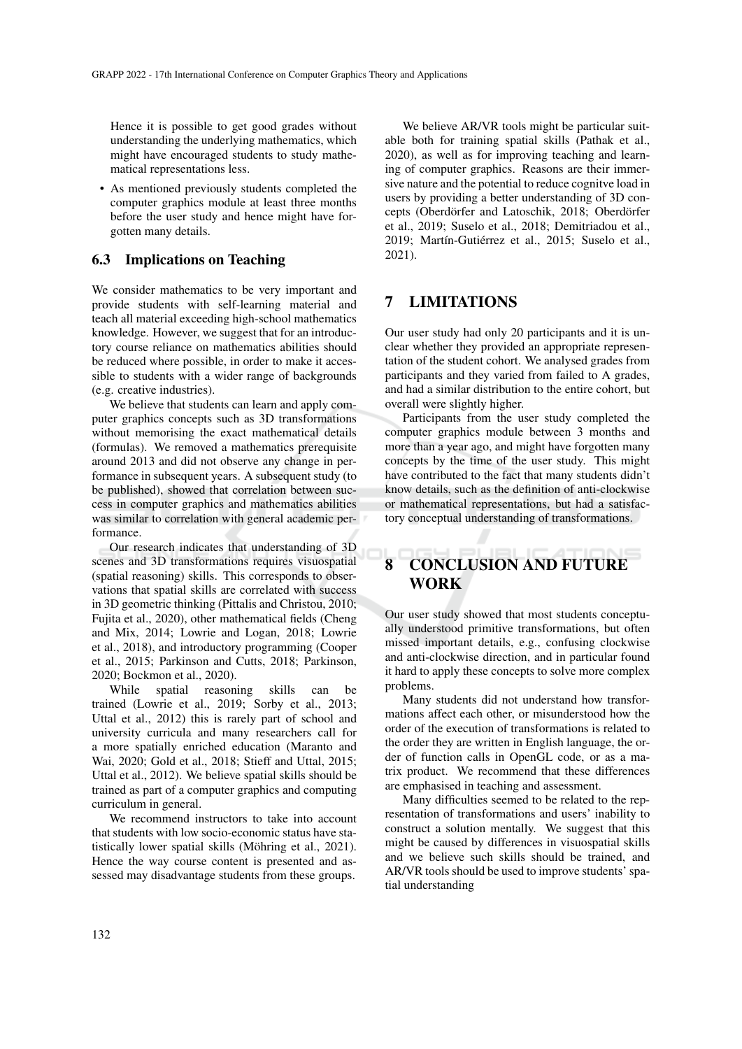Hence it is possible to get good grades without understanding the underlying mathematics, which might have encouraged students to study mathematical representations less.

- As mentioned previously students completed the computer graphics module at least three months before the user study and hence might have forgotten many details.

### 6.3 Implications on Teaching

We consider mathematics to be very important and provide students with self-learning material and teach all material exceeding high-school mathematics knowledge. However, we suggest that for an introductory course reliance on mathematics abilities should be reduced where possible, in order to make it accessible to students with a wider range of backgrounds (e.g. creative industries).

We believe that students can learn and apply computer graphics concepts such as 3D transformations without memorising the exact mathematical details (formulas). We removed a mathematics prerequisite around 2013 and did not observe any change in performance in subsequent years. A subsequent study (to be published), showed that correlation between success in computer graphics and mathematics abilities was similar to correlation with general academic performance.

Our research indicates that understanding of 3D scenes and 3D transformations requires visuospatial (spatial reasoning) skills. This corresponds to observations that spatial skills are correlated with success in 3D geometric thinking (Pittalis and Christou, 2010; Fujita et al., 2020), other mathematical fields (Cheng and Mix, 2014; Lowrie and Logan, 2018; Lowrie et al., 2018), and introductory programming (Cooper et al., 2015; Parkinson and Cutts, 2018; Parkinson, 2020; Bockmon et al., 2020).

While spatial reasoning skills can be trained (Lowrie et al., 2019; Sorby et al., 2013; Uttal et al., 2012) this is rarely part of school and university curricula and many researchers call for a more spatially enriched education (Maranto and Wai, 2020; Gold et al., 2018; Stieff and Uttal, 2015; Uttal et al., 2012). We believe spatial skills should be trained as part of a computer graphics and computing curriculum in general.

We recommend instructors to take into account that students with low socio-economic status have statistically lower spatial skills (Möhring et al., 2021). Hence the way course content is presented and assessed may disadvantage students from these groups.

We believe AR/VR tools might be particular suitable both for training spatial skills (Pathak et al., 2020), as well as for improving teaching and learning of computer graphics. Reasons are their immersive nature and the potential to reduce cognitve load in users by providing a better understanding of 3D concepts (Oberdörfer and Latoschik, 2018; Oberdörfer et al., 2019; Suselo et al., 2018; Demitriadou et al., 2019; Martín-Gutiérrez et al., 2015; Suselo et al., 2021).

## 7 LIMITATIONS

Our user study had only 20 participants and it is unclear whether they provided an appropriate representation of the student cohort. We analysed grades from participants and they varied from failed to A grades, and had a similar distribution to the entire cohort, but overall were slightly higher.

Participants from the user study completed the computer graphics module between 3 months and more than a year ago, and might have forgotten many concepts by the time of the user study. This might have contributed to the fact that many students didn't know details, such as the definition of anti-clockwise or mathematical representations, but had a satisfactory conceptual understanding of transformations.

## 8 CONCLUSION AND FUTURE WORK

Our user study showed that most students conceptually understood primitive transformations, but often missed important details, e.g., confusing clockwise and anti-clockwise direction, and in particular found it hard to apply these concepts to solve more complex problems.

Many students did not understand how transformations affect each other, or misunderstood how the order of the execution of transformations is related to the order they are written in English language, the order of function calls in OpenGL code, or as a matrix product. We recommend that these differences are emphasised in teaching and assessment.

Many difficulties seemed to be related to the representation of transformations and users' inability to construct a solution mentally. We suggest that this might be caused by differences in visuospatial skills and we believe such skills should be trained, and AR/VR tools should be used to improve students' spatial understanding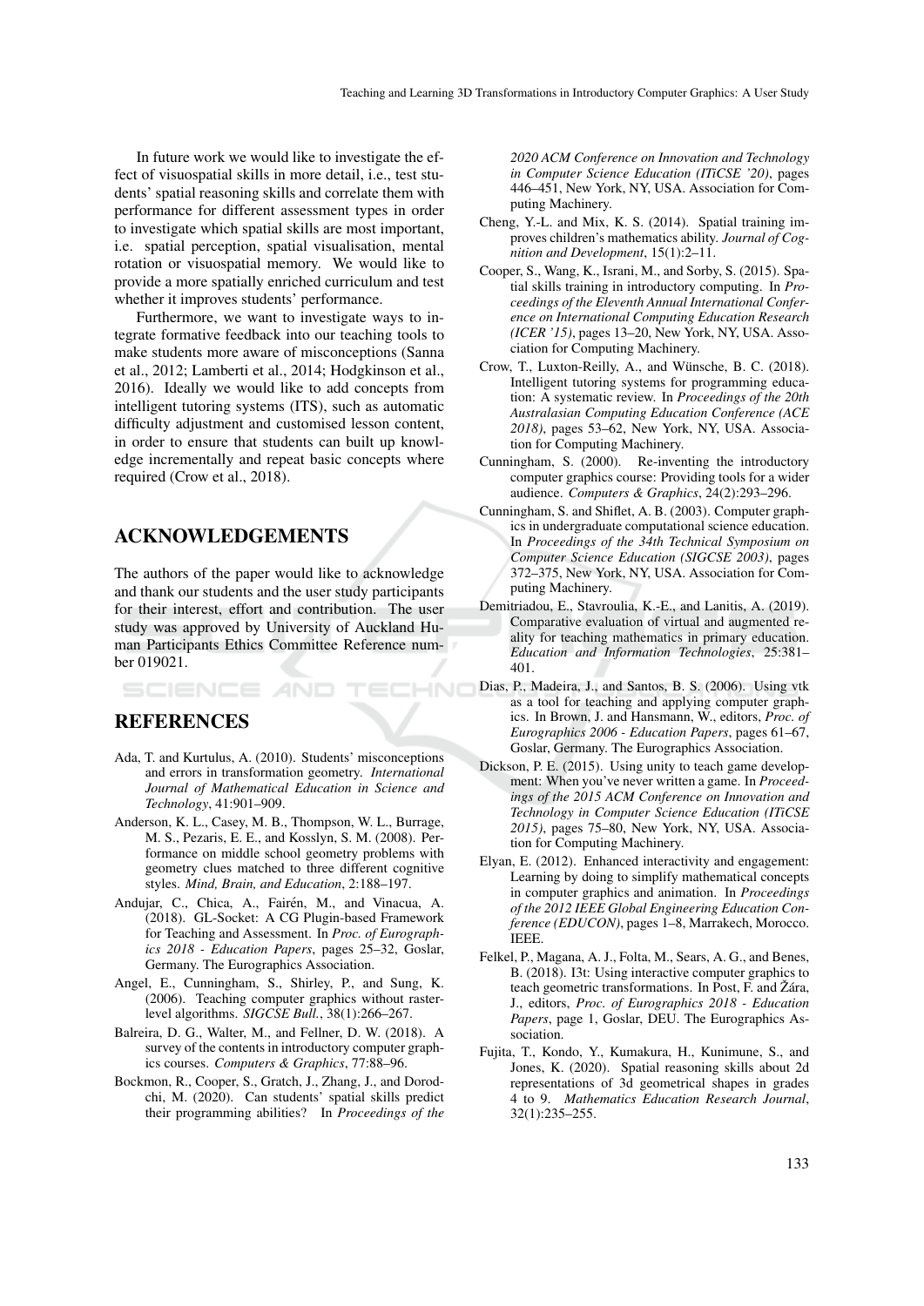In future work we would like to investigate the effect of visuospatial skills in more detail, i.e., test students' spatial reasoning skills and correlate them with performance for different assessment types in order to investigate which spatial skills are most important, i.e. spatial perception, spatial visualisation, mental rotation or visuospatial memory. We would like to provide a more spatially enriched curriculum and test whether it improves students' performance.

Furthermore, we want to investigate ways to integrate formative feedback into our teaching tools to make students more aware of misconceptions (Sanna et al., 2012; Lamberti et al., 2014; Hodgkinson et al., 2016). Ideally we would like to add concepts from intelligent tutoring systems (ITS), such as automatic difficulty adjustment and customised lesson content, in order to ensure that students can built up knowledge incrementally and repeat basic concepts where required (Crow et al., 2018).

## ACKNOWLEDGEMENTS

The authors of the paper would like to acknowledge and thank our students and the user study participants for their interest, effort and contribution. The user study was approved by University of Auckland Human Participants Ethics Committee Reference number 019021.

## REFERENCES

Ada, T. and Kurtulus, A. (2010). Students' misconceptions and errors in transformation geometry. *International Journal of Mathematical Education in Science and Technology*, 41:901–909.

Anderson, K. L., Casey, M. B., Thompson, W. L., Burrage, M. S., Pezaris, E. E., and Kosslyn, S. M. (2008). Performance on middle school geometry problems with geometry clues matched to three different cognitive styles. *Mind, Brain, and Education*, 2:188–197.

Andujar, C., Chica, A., Fairén, M., and Vinacua, A. (2018). GL-Socket: A CG Plugin-based Framework for Teaching and Assessment. In *Proc. of Eurographics 2018 - Education Papers*, pages 25–32, Goslar, Germany. The Eurographics Association.

Angel, E., Cunningham, S., Shirley, P., and Sung, K. (2006). Teaching computer graphics without raster-level algorithms. *SIGCSE Bull.*, 38(1):266–267.

Balreira, D. G., Walter, M., and Fellner, D. W. (2018). A survey of the contents in introductory computer graphics courses. *Computers & Graphics*, 77:88–96.

Bockmon, R., Cooper, S., Gratch, J., Zhang, J., and Dorodchi, M. (2020). Can students' spatial skills predict their programming abilities? In *Proceedings of the 2020 ACM Conference on Innovation and Technology in Computer Science Education (ITiCSE '20)*, pages 446–451, New York, NY, USA. Association for Computing Machinery.

Cheng, Y.-L. and Mix, K. S. (2014). Spatial training improves children's mathematics ability. *Journal of Cognition and Development*, 15(1):2–11.

Cooper, S., Wang, K., Israni, M., and Sorby, S. (2015). Spatial skills training in introductory computing. In *Proceedings of the Eleventh Annual International Conference on International Computing Education Research (ICER '15)*, pages 13–20, New York, NY, USA. Association for Computing Machinery.

Crow, T., Luxton-Reilly, A., and Wünsche, B. C. (2018). Intelligent tutoring systems for programming education: A systematic review. In *Proceedings of the 20th Australasian Computing Education Conference (ACE 2018)*, pages 53–62, New York, NY, USA. Association for Computing Machinery.

Cunningham, S. (2000). Re-inventing the introductory computer graphics course: Providing tools for a wider audience. *Computers & Graphics*, 24(2):293–296.

Cunningham, S. and Shiflet, A. B. (2003). Computer graphics in undergraduate computational science education. In *Proceedings of the 34th Technical Symposium on Computer Science Education (SIGCSE 2003)*, pages 372–375, New York, NY, USA. Association for Computing Machinery.

Demitriadou, E., Stavroulia, K.-E., and Lanitis, A. (2019). Comparative evaluation of virtual and augmented reality for teaching mathematics in primary education. *Education and Information Technologies*, 25:381–401.

Dias, P., Madeira, J., and Santos, B. S. (2006). Using vtk as a tool for teaching and applying computer graphics. In Brown, J. and Hansmann, W., editors, *Proc. of Eurographics 2006 - Education Papers*, pages 61–67, Goslar, Germany. The Eurographics Association.

Dickson, P. E. (2015). Using unity to teach game development: When you've never written a game. In *Proceedings of the 2015 ACM Conference on Innovation and Technology in Computer Science Education (ITiCSE 2015)*, pages 75–80, New York, NY, USA. Association for Computing Machinery.

Elyan, E. (2012). Enhanced interactivity and engagement: Learning by doing to simplify mathematical concepts in computer graphics and animation. In *Proceedings of the 2012 IEEE Global Engineering Education Conference (EDUCON)*, pages 1–8, Marrakech, Morocco. IEEE.

Felkel, P., Magana, A. J., Folta, M., Sears, A. G., and Benes, B. (2018). I3t: Using interactive computer graphics to teach geometric transformations. In Post, F. and Žára, J., editors, *Proc. of Eurographics 2018 - Education Papers*, page 1, Goslar, DEU. The Eurographics Association.

Fujita, T., Kondo, Y., Kumakura, H., Kunimune, S., and Jones, K. (2020). Spatial reasoning skills about 2d representations of 3d geometrical shapes in grades 4 to 9. *Mathematics Education Research Journal*, 32(1):235–255.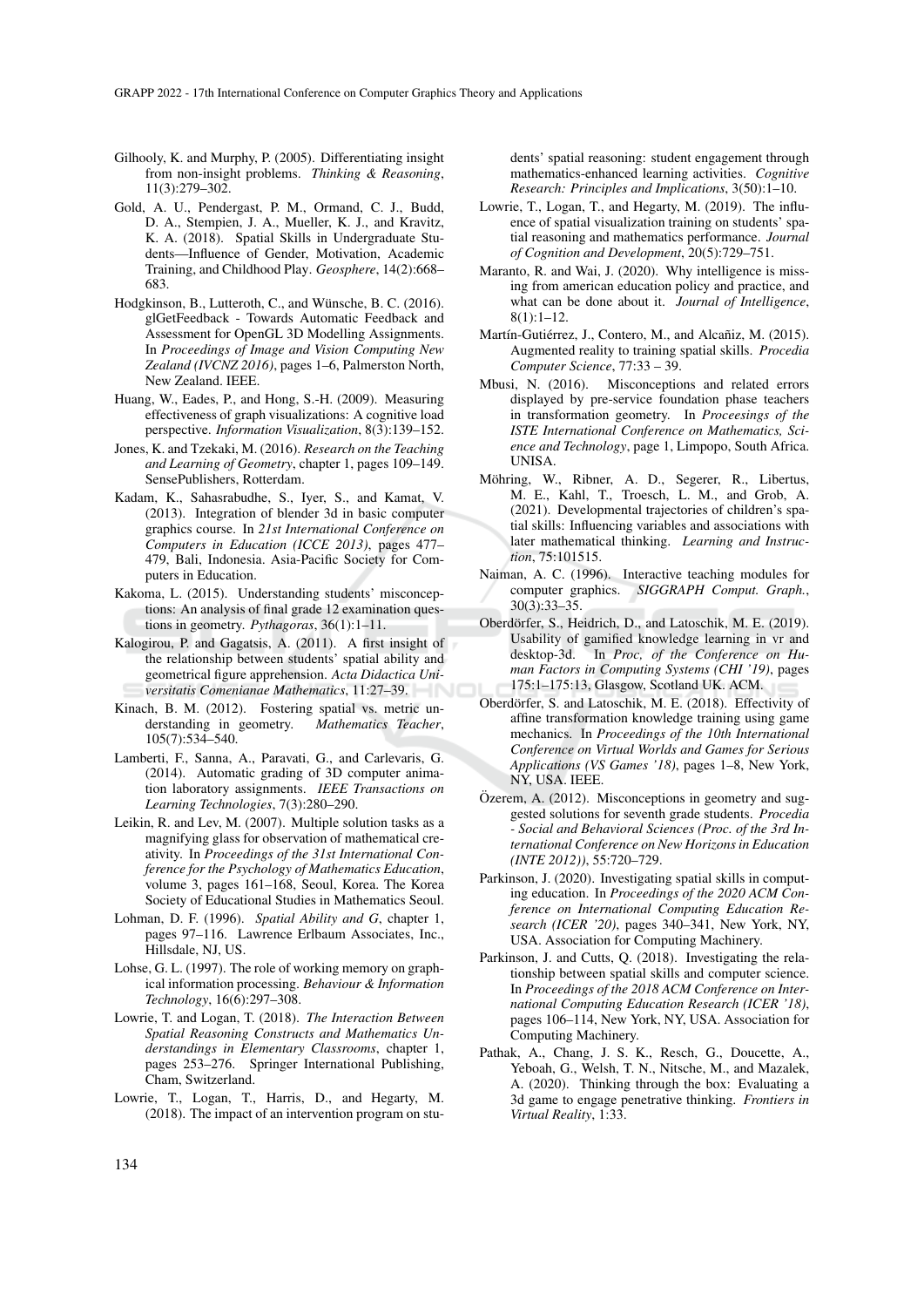Gilhooly, K. and Murphy, P. (2005). Differentiating insight from non-insight problems. *Thinking & Reasoning*, 11(3):279–302.

Gold, A. U., Pendergast, P. M., Ormand, C. J., Budd, D. A., Stempien, J. A., Mueller, K. J., and Kravitz, K. A. (2018). Spatial Skills in Undergraduate Students—Influence of Gender, Motivation, Academic Training, and Childhood Play. *Geosphere*, 14(2):668–683.

Hodgkinson, B., Lutteroth, C., and Wünsche, B. C. (2016). glGetFeedback - Towards Automatic Feedback and Assessment for OpenGL 3D Modelling Assignments. In *Proceedings of Image and Vision Computing New Zealand (IVCNZ 2016)*, pages 1–6, Palmerston North, New Zealand. IEEE.

Huang, W., Eades, P., and Hong, S.-H. (2009). Measuring effectiveness of graph visualizations: A cognitive load perspective. *Information Visualization*, 8(3):139–152.

Jones, K. and Tzekaki, M. (2016). *Research on the Teaching and Learning of Geometry*, chapter 1, pages 109–149. SensePublishers, Rotterdam.

Kadam, K., Sahasrabudhe, S., Iyer, S., and Kamat, V. (2013). Integration of blender 3d in basic computer graphics course. In *21st International Conference on Computers in Education (ICCE 2013)*, pages 477–479, Bali, Indonesia. Asia-Pacific Society for Computers in Education.

Kakoma, L. (2015). Understanding students' misconceptions: An analysis of final grade 12 examination questions in geometry. *Pythagoras*, 36(1):1–11.

Kalogirou, P. and Gagatsis, A. (2011). A first insight of the relationship between students' spatial ability and geometrical figure apprehension. *Acta Didactica Universitatis Comenianae Mathematics*, 11:27–39.

Kinach, B. M. (2012). Fostering spatial vs. metric understanding in geometry. *Mathematics Teacher*, 105(7):534–540.

Lamberti, F., Sanna, A., Paravati, G., and Carlevaris, G. (2014). Automatic grading of 3D computer animation laboratory assignments. *IEEE Transactions on Learning Technologies*, 7(3):280–290.

Leikin, R. and Lev, M. (2007). Multiple solution tasks as a magnifying glass for observation of mathematical creativity. In *Proceedings of the 31st International Conference for the Psychology of Mathematics Education*, volume 3, pages 161–168, Seoul, Korea. The Korea Society of Educational Studies in Mathematics Seoul.

Lohman, D. F. (1996). *Spatial Ability and G*, chapter 1, pages 97–116. Lawrence Erlbaum Associates, Inc., Hillsdale, NJ, US.

Lohse, G. L. (1997). The role of working memory on graphical information processing. *Behaviour & Information Technology*, 16(6):297–308.

Lowrie, T. and Logan, T. (2018). *The Interaction Between Spatial Reasoning Constructs and Mathematics Understandings in Elementary Classrooms*, chapter 1, pages 253–276. Springer International Publishing, Cham, Switzerland.

Lowrie, T., Logan, T., Harris, D., and Hegarty, M. (2018). The impact of an intervention program on students' spatial reasoning: student engagement through mathematics-enhanced learning activities. *Cognitive Research: Principles and Implications*, 3(50):1–10.

Lowrie, T., Logan, T., and Hegarty, M. (2019). The influence of spatial visualization training on students' spatial reasoning and mathematics performance. *Journal of Cognition and Development*, 20(5):729–751.

Maranto, R. and Wai, J. (2020). Why intelligence is missing from american education policy and practice, and what can be done about it. *Journal of Intelligence*, 8(1):1–12.

Martín-Gutiérrez, J., Contero, M., and Alcañiz, M. (2015). Augmented reality to training spatial skills. *Procedia Computer Science*, 77:33 – 39.

Mbusi, N. (2016). Misconceptions and related errors displayed by pre-service foundation phase teachers in transformation geometry. In *Proceesings of the ISTE International Conference on Mathematics, Science and Technology*, page 1, Limpopo, South Africa. UNISA.

Möhring, W., Ribner, A. D., Segerer, R., Libertus, M. E., Kahl, T., Troesch, L. M., and Grob, A. (2021). Developmental trajectories of children's spatial skills: Influencing variables and associations with later mathematical thinking. *Learning and Instruction*, 75:101515.

Naiman, A. C. (1996). Interactive teaching modules for computer graphics. *SIGGRAPH Comput. Graph.*, 30(3):33–35.

Oberdörfer, S., Heidrich, D., and Latoschik, M. E. (2019). Usability of gamified knowledge learning in vr and desktop-3d. In *Proc, of the Conference on Human Factors in Computing Systems (CHI '19)*, pages 175:1–175:13, Glasgow, Scotland UK. ACM.

Oberdörfer, S. and Latoschik, M. E. (2018). Effectivity of affine transformation knowledge training using game mechanics. In *Proceedings of the 10th International Conference on Virtual Worlds and Games for Serious Applications (VS Games '18)*, pages 1–8, New York, NY, USA. IEEE.

Özerem, A. (2012). Misconceptions in geometry and suggested solutions for seventh grade students. *Procedia - Social and Behavioral Sciences (Proc. of the 3rd International Conference on New Horizons in Education (INTE 2012))*, 55:720–729.

Parkinson, J. (2020). Investigating spatial skills in computing education. In *Proceedings of the 2020 ACM Conference on International Computing Education Research (ICER '20)*, pages 340–341, New York, NY, USA. Association for Computing Machinery.

Parkinson, J. and Cutts, Q. (2018). Investigating the relationship between spatial skills and computer science. In *Proceedings of the 2018 ACM Conference on International Computing Education Research (ICER '18)*, pages 106–114, New York, NY, USA. Association for Computing Machinery.

Pathak, A., Chang, J. S. K., Resch, G., Doucette, A., Yeboah, G., Welsh, T. N., Nitsche, M., and Mazalek, A. (2020). Thinking through the box: Evaluating a 3d game to engage penetrative thinking. *Frontiers in Virtual Reality*, 1:33.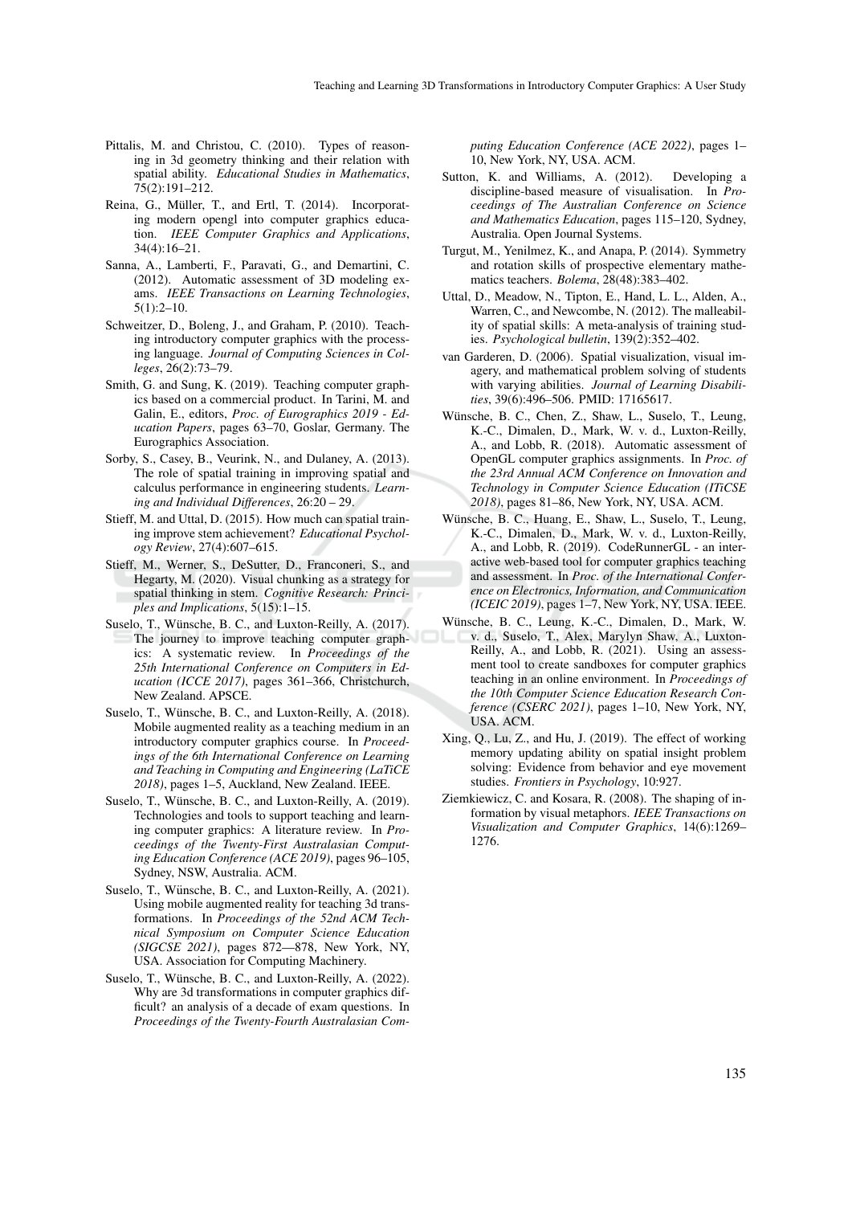Pittalis, M. and Christou, C. (2010). Types of reasoning in 3d geometry thinking and their relation with spatial ability. *Educational Studies in Mathematics*, 75(2):191–212.

Reina, G., Müller, T., and Ertl, T. (2014). Incorporating modern opengl into computer graphics education. *IEEE Computer Graphics and Applications*, 34(4):16–21.

Sanna, A., Lamberti, F., Paravati, G., and Demartini, C. (2012). Automatic assessment of 3D modeling exams. *IEEE Transactions on Learning Technologies*, 5(1):2–10.

Schweitzer, D., Boleng, J., and Graham, P. (2010). Teaching introductory computer graphics with the processing language. *Journal of Computing Sciences in Colleges*, 26(2):73–79.

Smith, G. and Sung, K. (2019). Teaching computer graphics based on a commercial product. In Tarini, M. and Galin, E., editors, *Proc. of Eurographics 2019 - Education Papers*, pages 63–70, Goslar, Germany. The Eurographics Association.

Sorby, S., Casey, B., Veurink, N., and Dulaney, A. (2013). The role of spatial training in improving spatial and calculus performance in engineering students. *Learning and Individual Differences*, 26:20 – 29.

Stieff, M. and Uttal, D. (2015). How much can spatial training improve stem achievement? *Educational Psychology Review*, 27(4):607–615.

Stieff, M., Werner, S., DeSutter, D., Franconeri, S., and Hegarty, M. (2020). Visual chunking as a strategy for spatial thinking in stem. *Cognitive Research: Principles and Implications*, 5(15):1–15.

Suselo, T., Wünsche, B. C., and Luxton-Reilly, A. (2017). The journey to improve teaching computer graphics: A systematic review. In *Proceedings of the 25th International Conference on Computers in Education (ICCE 2017)*, pages 361–366, Christchurch, New Zealand. APSCE.

Suselo, T., Wünsche, B. C., and Luxton-Reilly, A. (2018). Mobile augmented reality as a teaching medium in an introductory computer graphics course. In *Proceedings of the 6th International Conference on Learning and Teaching in Computing and Engineering (LaTiCE 2018)*, pages 1–5, Auckland, New Zealand. IEEE.

Suselo, T., Wünsche, B. C., and Luxton-Reilly, A. (2019). Technologies and tools to support teaching and learning computer graphics: A literature review. In *Proceedings of the Twenty-First Australasian Computing Education Conference (ACE 2019)*, pages 96–105, Sydney, NSW, Australia. ACM.

Suselo, T., Wünsche, B. C., and Luxton-Reilly, A. (2021). Using mobile augmented reality for teaching 3d transformations. In *Proceedings of the 52nd ACM Technical Symposium on Computer Science Education (SIGCSE 2021)*, pages 872—878, New York, NY, USA. Association for Computing Machinery.

Suselo, T., Wünsche, B. C., and Luxton-Reilly, A. (2022). Why are 3d transformations in computer graphics difficult? an analysis of a decade of exam questions. In *Proceedings of the Twenty-Fourth Australasian Computing Education Conference (ACE 2022)*, pages 1–10, New York, NY, USA. ACM.

Sutton, K. and Williams, A. (2012). Developing a discipline-based measure of visualisation. In *Proceedings of The Australian Conference on Science and Mathematics Education*, pages 115–120, Sydney, Australia. Open Journal Systems.

Turgut, M., Yenilmez, K., and Anapa, P. (2014). Symmetry and rotation skills of prospective elementary mathematics teachers. *Bolema*, 28(48):383–402.

Uttal, D., Meadow, N., Tipton, E., Hand, L. L., Alden, A., Warren, C., and Newcombe, N. (2012). The malleability of spatial skills: A meta-analysis of training studies. *Psychological bulletin*, 139(2):352–402.

van Garderen, D. (2006). Spatial visualization, visual imagery, and mathematical problem solving of students with varying abilities. *Journal of Learning Disabilities*, 39(6):496–506. PMID: 17165617.

Wünsche, B. C., Chen, Z., Shaw, L., Suselo, T., Leung, K.-C., Dimalen, D., Mark, W. v. d., Luxton-Reilly, A., and Lobb, R. (2018). Automatic assessment of OpenGL computer graphics assignments. In *Proc. of the 23rd Annual ACM Conference on Innovation and Technology in Computer Science Education (ITiCSE 2018)*, pages 81–86, New York, NY, USA. ACM.

Wünsche, B. C., Huang, E., Shaw, L., Suselo, T., Leung, K.-C., Dimalen, D., Mark, W. v. d., Luxton-Reilly, A., and Lobb, R. (2019). CodeRunnerGL - an interactive web-based tool for computer graphics teaching and assessment. In *Proc. of the International Conference on Electronics, Information, and Communication (ICEIC 2019)*, pages 1–7, New York, NY, USA. IEEE.

Wünsche, B. C., Leung, K.-C., Dimalen, D., Mark, W. v. d., Suselo, T., Alex, Marylyn Shaw, A., Luxton-Reilly, A., and Lobb, R. (2021). Using an assessment tool to create sandboxes for computer graphics teaching in an online environment. In *Proceedings of the 10th Computer Science Education Research Conference (CSERC 2021)*, pages 1–10, New York, NY, USA. ACM.

Xing, Q., Lu, Z., and Hu, J. (2019). The effect of working memory updating ability on spatial insight problem solving: Evidence from behavior and eye movement studies. *Frontiers in Psychology*, 10:927.

Ziemkiewicz, C. and Kosara, R. (2008). The shaping of information by visual metaphors. *IEEE Transactions on Visualization and Computer Graphics*, 14(6):1269–1276.